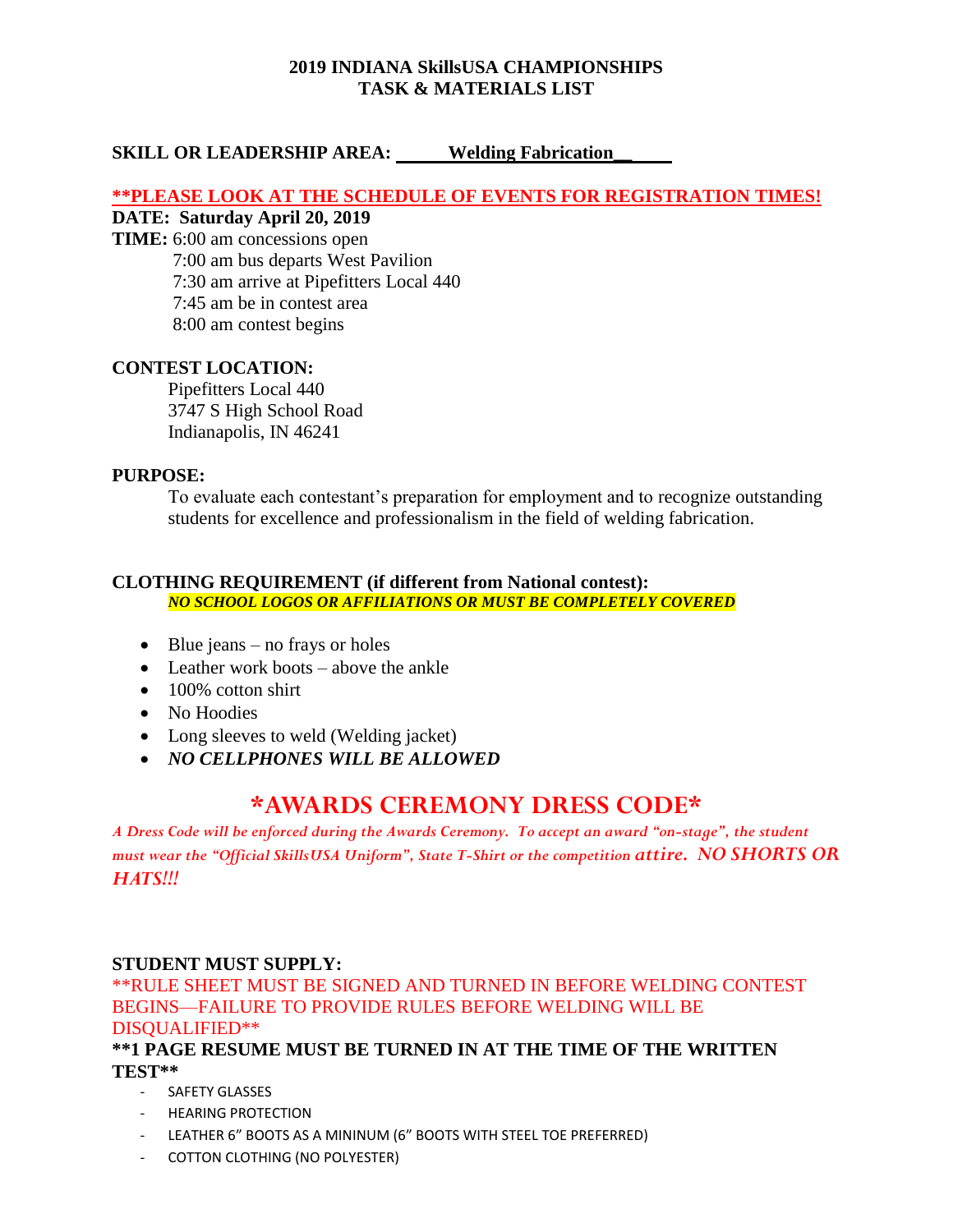**2019 INDIANA SkillsUSA CHAMPIONSHIPS**
**TASK & MATERIALS LIST**

**SKILL OR LEADERSHIP AREA: Welding Fabrication**

**\*\*PLEASE LOOK AT THE SCHEDULE OF EVENTS FOR REGISTRATION TIMES!**

**DATE: Saturday April 20, 2019**

**TIME:** 6:00 am concessions open
7:00 am bus departs West Pavilion
7:30 am arrive at Pipefitters Local 440
7:45 am be in contest area
8:00 am contest begins

**CONTEST LOCATION:**
Pipefitters Local 440
3747 S High School Road
Indianapolis, IN 46241

**PURPOSE:**
To evaluate each contestant's preparation for employment and to recognize outstanding students for excellence and professionalism in the field of welding fabrication.

**CLOTHING REQUIREMENT (if different from National contest):**
***NO SCHOOL LOGOS OR AFFILIATIONS OR MUST BE COMPLETELY COVERED***

- Blue jeans – no frays or holes
- Leather work boots – above the ankle
- 100% cotton shirt
- No Hoodies
- Long sleeves to weld (Welding jacket)
- ***NO CELLPHONES WILL BE ALLOWED***

## \*AWARDS CEREMONY DRESS CODE\*

*A Dress Code will be enforced during the Awards Ceremony. To accept an award "on-stage", the student must wear the "Official SkillsUSA Uniform", State T-Shirt or the competition attire. NO SHORTS OR HATS!!!*

**STUDENT MUST SUPPLY:**

\*\*RULE SHEET MUST BE SIGNED AND TURNED IN BEFORE WELDING CONTEST BEGINS—FAILURE TO PROVIDE RULES BEFORE WELDING WILL BE DISQUALIFIED\*\*

**\*\*1 PAGE RESUME MUST BE TURNED IN AT THE TIME OF THE WRITTEN TEST\*\***

- SAFETY GLASSES
- HEARING PROTECTION
- LEATHER 6" BOOTS AS A MININUM (6" BOOTS WITH STEEL TOE PREFERRED)
- COTTON CLOTHING (NO POLYESTER)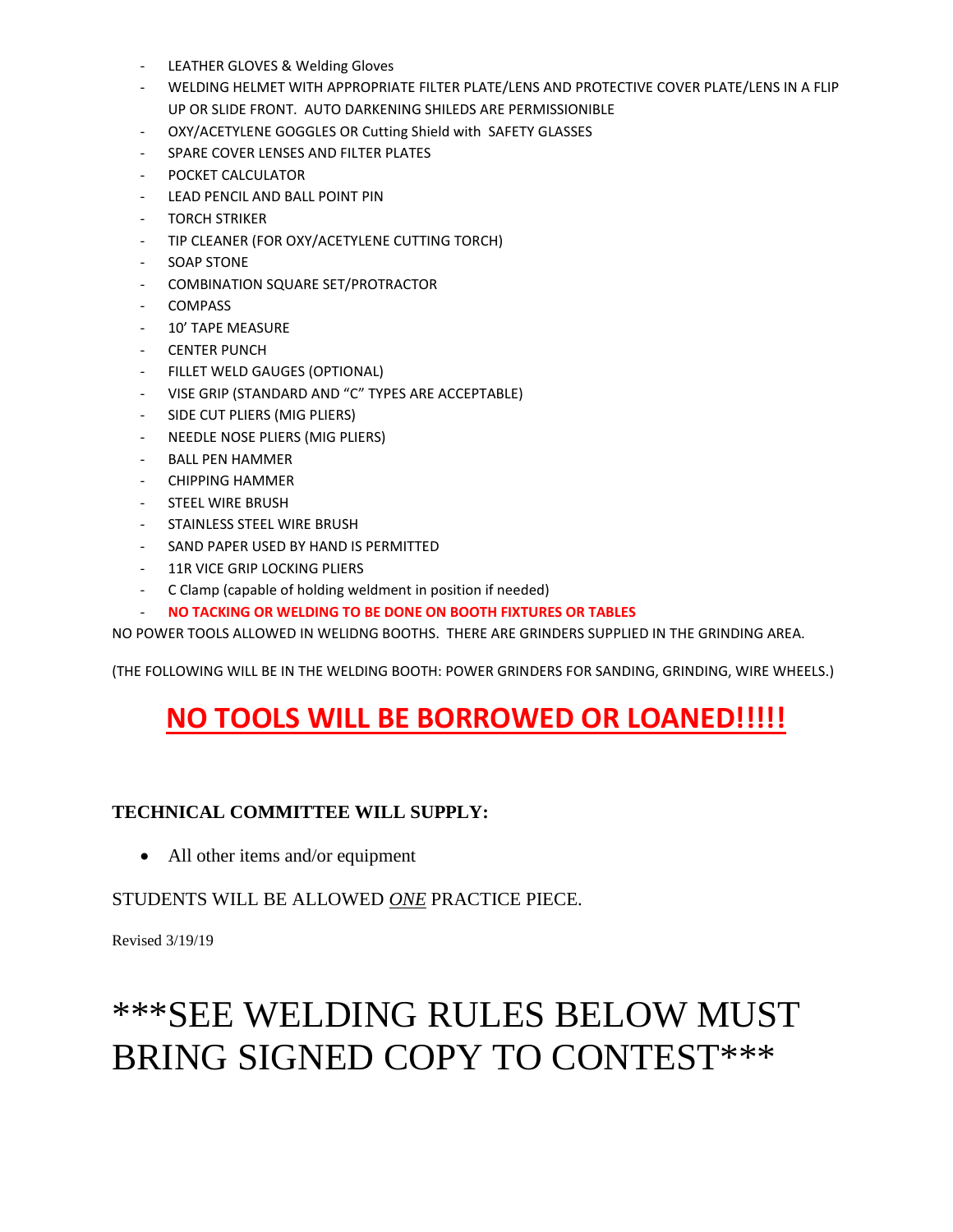- LEATHER GLOVES & Welding Gloves
- WELDING HELMET WITH APPROPRIATE FILTER PLATE/LENS AND PROTECTIVE COVER PLATE/LENS IN A FLIP UP OR SLIDE FRONT. AUTO DARKENING SHILEDS ARE PERMISSIONIBLE
- OXY/ACETYLENE GOGGLES OR Cutting Shield with SAFETY GLASSES
- SPARE COVER LENSES AND FILTER PLATES
- POCKET CALCULATOR
- LEAD PENCIL AND BALL POINT PIN
- TORCH STRIKER
- TIP CLEANER (FOR OXY/ACETYLENE CUTTING TORCH)
- SOAP STONE
- COMBINATION SQUARE SET/PROTRACTOR
- COMPASS
- 10' TAPE MEASURE
- CENTER PUNCH
- FILLET WELD GAUGES (OPTIONAL)
- VISE GRIP (STANDARD AND "C" TYPES ARE ACCEPTABLE)
- SIDE CUT PLIERS (MIG PLIERS)
- NEEDLE NOSE PLIERS (MIG PLIERS)
- BALL PEN HAMMER
- CHIPPING HAMMER
- STEEL WIRE BRUSH
- STAINLESS STEEL WIRE BRUSH
- SAND PAPER USED BY HAND IS PERMITTED
- 11R VICE GRIP LOCKING PLIERS
- C Clamp (capable of holding weldment in position if needed)
- **NO TACKING OR WELDING TO BE DONE ON BOOTH FIXTURES OR TABLES**

NO POWER TOOLS ALLOWED IN WELIDNG BOOTHS. THERE ARE GRINDERS SUPPLIED IN THE GRINDING AREA.

(THE FOLLOWING WILL BE IN THE WELDING BOOTH: POWER GRINDERS FOR SANDING, GRINDING, WIRE WHEELS.)

## NO TOOLS WILL BE BORROWED OR LOANED!!!!!

**TECHNICAL COMMITTEE WILL SUPPLY:**

- All other items and/or equipment

STUDENTS WILL BE ALLOWED *ONE* PRACTICE PIECE.

Revised 3/19/19

# ***SEE WELDING RULES BELOW MUST BRING SIGNED COPY TO CONTEST***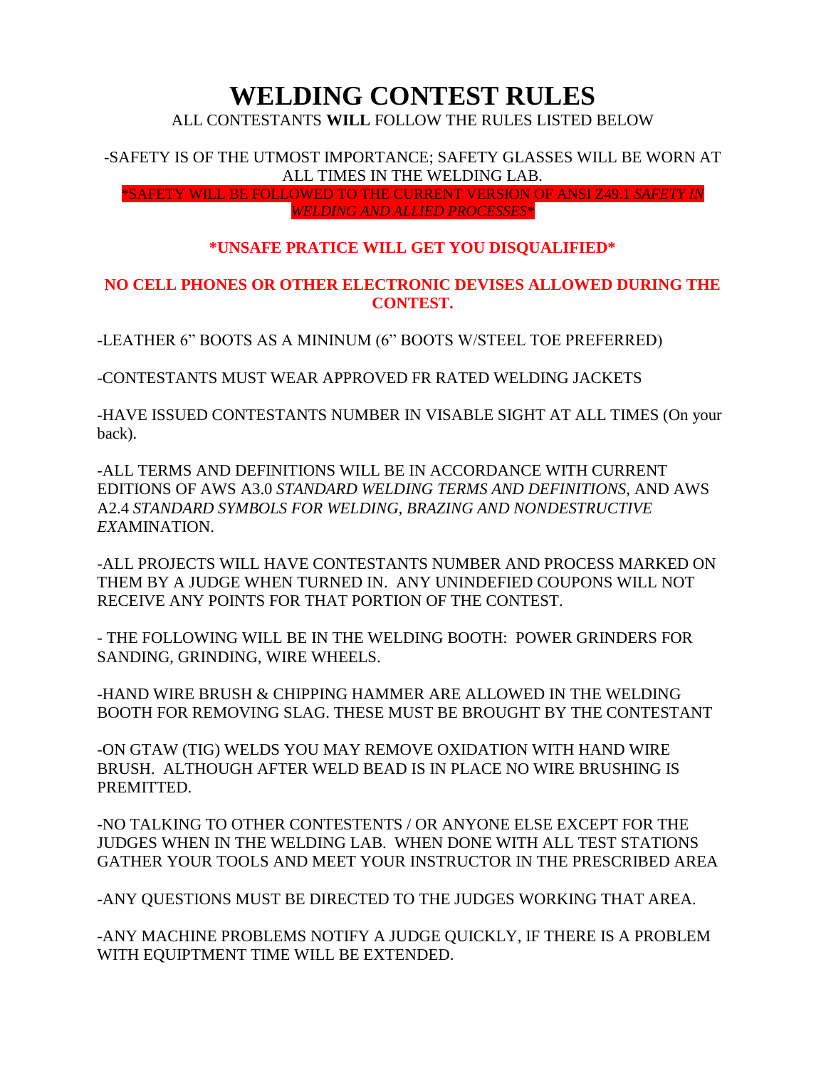# WELDING CONTEST RULES

ALL CONTESTANTS **WILL** FOLLOW THE RULES LISTED BELOW

-SAFETY IS OF THE UTMOST IMPORTANCE; SAFETY GLASSES WILL BE WORN AT ALL TIMES IN THE WELDING LAB.

*SAFETY WILL BE FOLLOWED TO THE CURRENT VERSION OF ANSI Z49.1 *SAFETY IN WELDING AND ALLIED PROCESSES**

**\*UNSAFE PRATICE WILL GET YOU DISQUALIFIED\***

**NO CELL PHONES OR OTHER ELECTRONIC DEVISES ALLOWED DURING THE CONTEST.**

-LEATHER 6" BOOTS AS A MININUM (6" BOOTS W/STEEL TOE PREFERRED)

-CONTESTANTS MUST WEAR APPROVED FR RATED WELDING JACKETS

-HAVE ISSUED CONTESTANTS NUMBER IN VISABLE SIGHT AT ALL TIMES (On your back).

-ALL TERMS AND DEFINITIONS WILL BE IN ACCORDANCE WITH CURRENT EDITIONS OF AWS A3.0 *STANDARD WELDING TERMS AND DEFINITIONS*, AND AWS A2.4 *STANDARD SYMBOLS FOR WELDING, BRAZING AND NONDESTRUCTIVE EX*AMINATION.

-ALL PROJECTS WILL HAVE CONTESTANTS NUMBER AND PROCESS MARKED ON THEM BY A JUDGE WHEN TURNED IN. ANY UNINDEFIED COUPONS WILL NOT RECEIVE ANY POINTS FOR THAT PORTION OF THE CONTEST.

- THE FOLLOWING WILL BE IN THE WELDING BOOTH: POWER GRINDERS FOR SANDING, GRINDING, WIRE WHEELS.

-HAND WIRE BRUSH & CHIPPING HAMMER ARE ALLOWED IN THE WELDING BOOTH FOR REMOVING SLAG. THESE MUST BE BROUGHT BY THE CONTESTANT

-ON GTAW (TIG) WELDS YOU MAY REMOVE OXIDATION WITH HAND WIRE BRUSH. ALTHOUGH AFTER WELD BEAD IS IN PLACE NO WIRE BRUSHING IS PREMITTED.

-NO TALKING TO OTHER CONTESTENTS / OR ANYONE ELSE EXCEPT FOR THE JUDGES WHEN IN THE WELDING LAB. WHEN DONE WITH ALL TEST STATIONS GATHER YOUR TOOLS AND MEET YOUR INSTRUCTOR IN THE PRESCRIBED AREA

-ANY QUESTIONS MUST BE DIRECTED TO THE JUDGES WORKING THAT AREA.

-ANY MACHINE PROBLEMS NOTIFY A JUDGE QUICKLY, IF THERE IS A PROBLEM WITH EQUIPTMENT TIME WILL BE EXTENDED.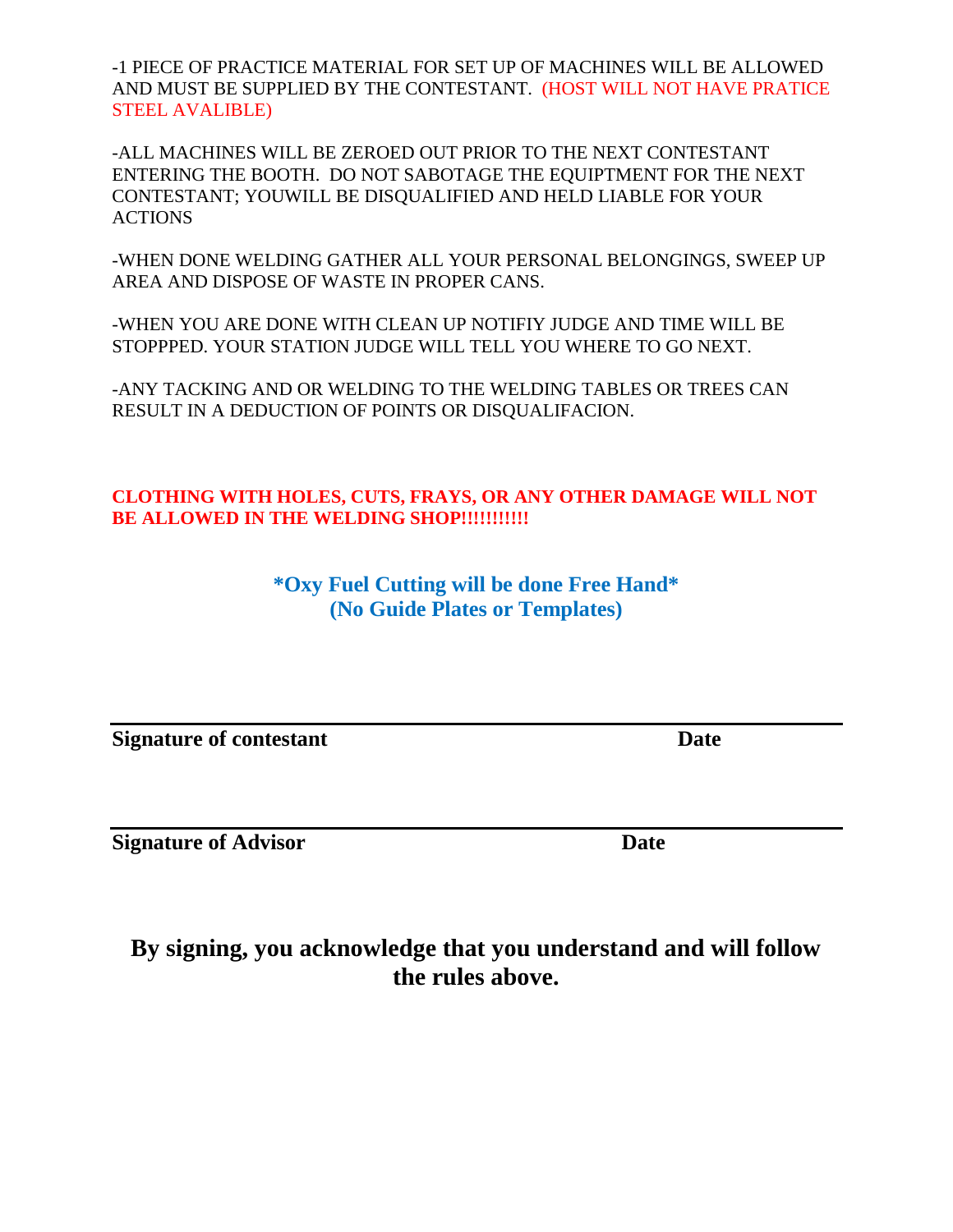-1 PIECE OF PRACTICE MATERIAL FOR SET UP OF MACHINES WILL BE ALLOWED AND MUST BE SUPPLIED BY THE CONTESTANT. (HOST WILL NOT HAVE PRATICE STEEL AVALIBLE)

-ALL MACHINES WILL BE ZEROED OUT PRIOR TO THE NEXT CONTESTANT ENTERING THE BOOTH. DO NOT SABOTAGE THE EQUIPTMENT FOR THE NEXT CONTESTANT; YOUWILL BE DISQUALIFIED AND HELD LIABLE FOR YOUR ACTIONS

-WHEN DONE WELDING GATHER ALL YOUR PERSONAL BELONGINGS, SWEEP UP AREA AND DISPOSE OF WASTE IN PROPER CANS.

-WHEN YOU ARE DONE WITH CLEAN UP NOTIFIY JUDGE AND TIME WILL BE STOPPPED. YOUR STATION JUDGE WILL TELL YOU WHERE TO GO NEXT.

-ANY TACKING AND OR WELDING TO THE WELDING TABLES OR TREES CAN RESULT IN A DEDUCTION OF POINTS OR DISQUALIFACION.

**CLOTHING WITH HOLES, CUTS, FRAYS, OR ANY OTHER DAMAGE WILL NOT BE ALLOWED IN THE WELDING SHOP!!!!!!!!!!!**

**\*Oxy Fuel Cutting will be done Free Hand\***
**(No Guide Plates or Templates)**

---

**Signature of contestant** **Date**

---

**Signature of Advisor** **Date**

**By signing, you acknowledge that you understand and will follow the rules above.**